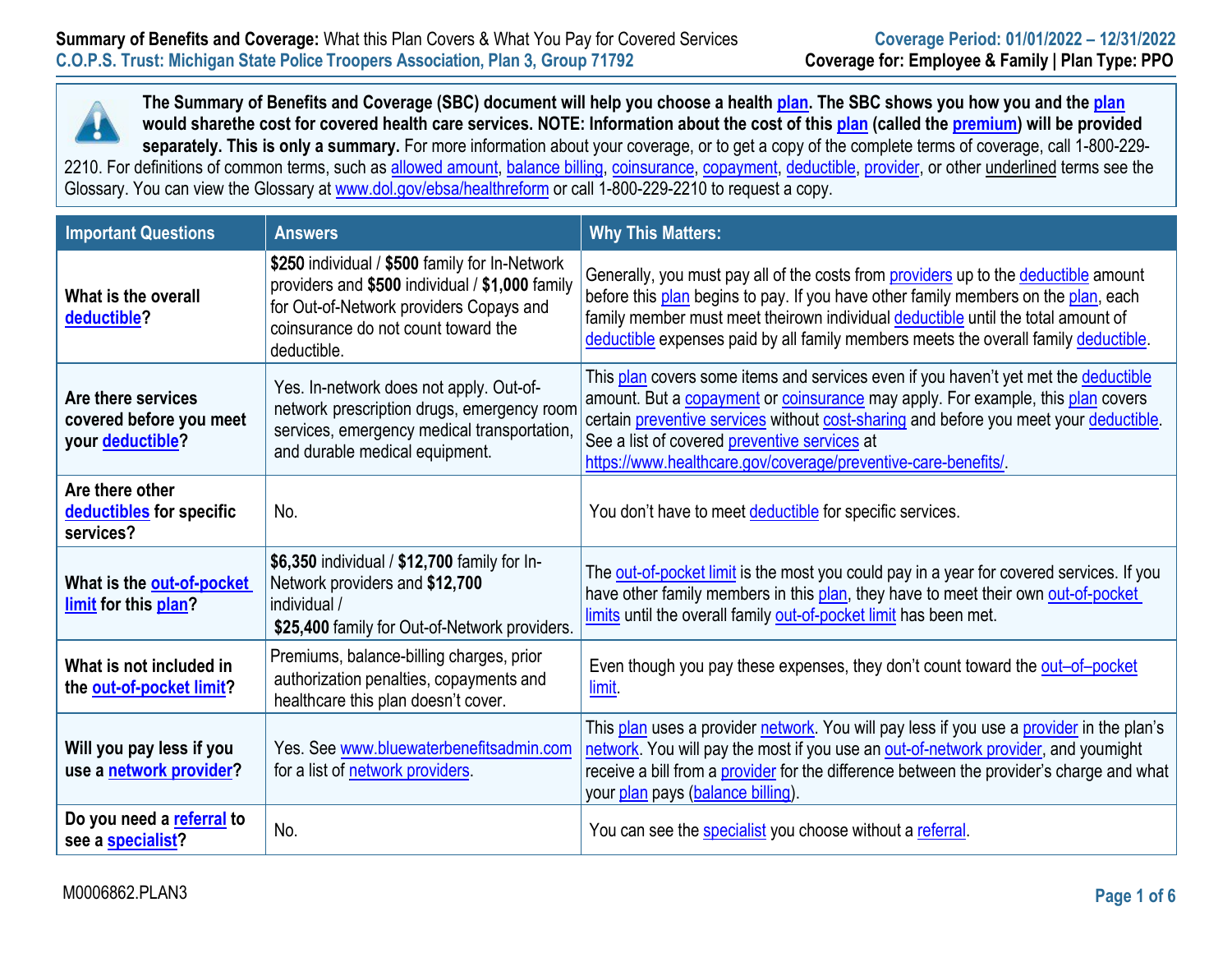**Summary of Benefits and Coverage:** What this Plan Covers & What You Pay for Covered Services
**C.O.P.S. Trust: Michigan State Police Troopers Association, Plan 3, Group 71792**

**Coverage Period: 01/01/2022 – 12/31/2022**
**Coverage for: Employee & Family | Plan Type: PPO**

**The Summary of Benefits and Coverage (SBC) document will help you choose a health plan. The SBC shows you how you and the plan would sharethe cost for covered health care services. NOTE: Information about the cost of this plan (called the premium) will be provided separately. This is only a summary.** For more information about your coverage, or to get a copy of the complete terms of coverage, call 1-800-229-2210. For definitions of common terms, such as allowed amount, balance billing, coinsurance, copayment, deductible, provider, or other underlined terms see the Glossary. You can view the Glossary at www.dol.gov/ebsa/healthreform or call 1-800-229-2210 to request a copy.

| Important Questions | Answers | Why This Matters: |
|---|---|---|
| **What is the overall deductible?** | **$250** individual / **$500** family for In-Network providers and **$500** individual / **$1,000** family for Out-of-Network providers Copays and coinsurance do not count toward the deductible. | Generally, you must pay all of the costs from providers up to the deductible amount before this plan begins to pay. If you have other family members on the plan, each family member must meet theirown individual deductible until the total amount of deductible expenses paid by all family members meets the overall family deductible. |
| **Are there services covered before you meet your deductible?** | Yes. In-network does not apply. Out-of-network prescription drugs, emergency room services, emergency medical transportation, and durable medical equipment. | This plan covers some items and services even if you haven't yet met the deductible amount. But a copayment or coinsurance may apply. For example, this plan covers certain preventive services without cost-sharing and before you meet your deductible. See a list of covered preventive services at https://www.healthcare.gov/coverage/preventive-care-benefits/. |
| **Are there other deductibles for specific services?** | No. | You don't have to meet deductible for specific services. |
| **What is the out-of-pocket limit for this plan?** | **$6,350** individual / **$12,700** family for In-Network providers and **$12,700** individual / **$25,400** family for Out-of-Network providers. | The out-of-pocket limit is the most you could pay in a year for covered services. If you have other family members in this plan, they have to meet their own out-of-pocket limits until the overall family out-of-pocket limit has been met. |
| **What is not included in the out-of-pocket limit?** | Premiums, balance-billing charges, prior authorization penalties, copayments and healthcare this plan doesn't cover. | Even though you pay these expenses, they don't count toward the out–of–pocket limit. |
| **Will you pay less if you use a network provider?** | Yes. See www.bluewaterbenefitsadmin.com for a list of network providers. | This plan uses a provider network. You will pay less if you use a provider in the plan's network. You will pay the most if you use an out-of-network provider, and youmight receive a bill from a provider for the difference between the provider's charge and what your plan pays (balance billing). |
| **Do you need a referral to see a specialist?** | No. | You can see the specialist you choose without a referral. |

M0006862.PLAN3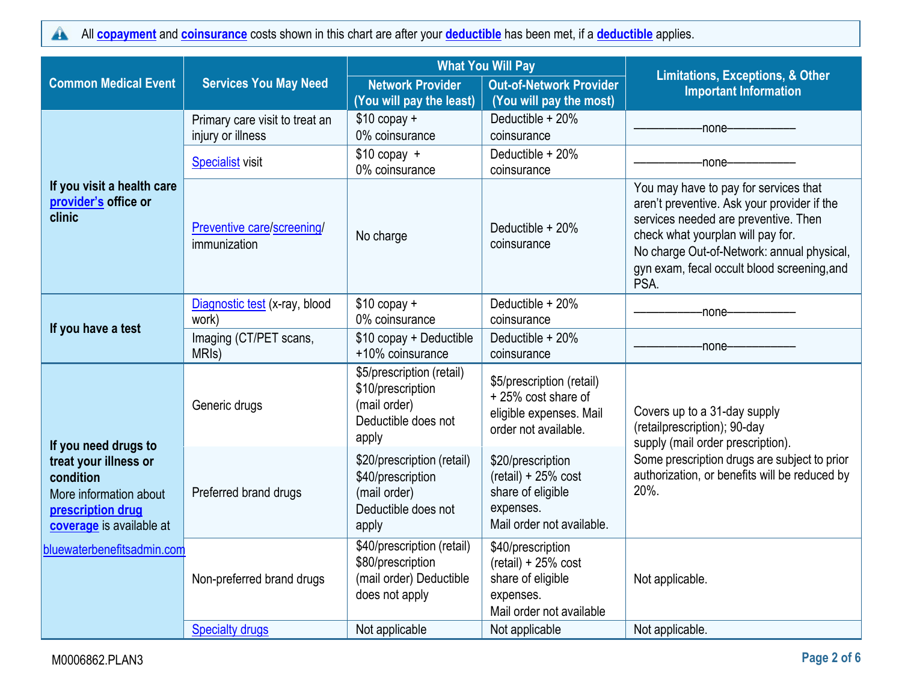All **copayment** and **coinsurance** costs shown in this chart are after your **deductible** has been met, if a **deductible** applies.

| Common Medical Event | Services You May Need | What You Will Pay | | Limitations, Exceptions, & Other Important Information |
|---|---|---|---|---|
| | | Network Provider (You will pay the least) | Out-of-Network Provider (You will pay the most) | |
| **If you visit a health care provider's office or clinic** | Primary care visit to treat an injury or illness | $10 copay + 0% coinsurance | Deductible + 20% coinsurance | ——————none—————— |
| | Specialist visit | $10 copay + 0% coinsurance | Deductible + 20% coinsurance | ——————none—————— |
| | Preventive care/screening/ immunization | No charge | Deductible + 20% coinsurance | You may have to pay for services that aren't preventive. Ask your provider if the services needed are preventive. Then check what yourplan will pay for. No charge Out-of-Network: annual physical, gyn exam, fecal occult blood screening,and PSA. |
| **If you have a test** | Diagnostic test (x-ray, blood work) | $10 copay + 0% coinsurance | Deductible + 20% coinsurance | ——————none—————— |
| | Imaging (CT/PET scans, MRIs) | $10 copay + Deductible +10% coinsurance | Deductible + 20% coinsurance | ——————none—————— |
| **If you need drugs to treat your illness or condition** More information about **prescription drug coverage** is available at bluewaterbenefitsadmin.com | Generic drugs | $5/prescription (retail) $10/prescription (mail order) Deductible does not apply | $5/prescription (retail) + 25% cost share of eligible expenses. Mail order not available. | Covers up to a 31-day supply (retailprescription); 90-day supply (mail order prescription). Some prescription drugs are subject to prior authorization, or benefits will be reduced by 20%. |
| | Preferred brand drugs | $20/prescription (retail) $40/prescription (mail order) Deductible does not apply | $20/prescription (retail) + 25% cost share of eligible expenses. Mail order not available. | |
| | Non-preferred brand drugs | $40/prescription (retail) $80/prescription (mail order) Deductible does not apply | $40/prescription (retail) + 25% cost share of eligible expenses. Mail order not available | Not applicable. |
| | Specialty drugs | Not applicable | Not applicable | Not applicable. |

M0006862.PLAN3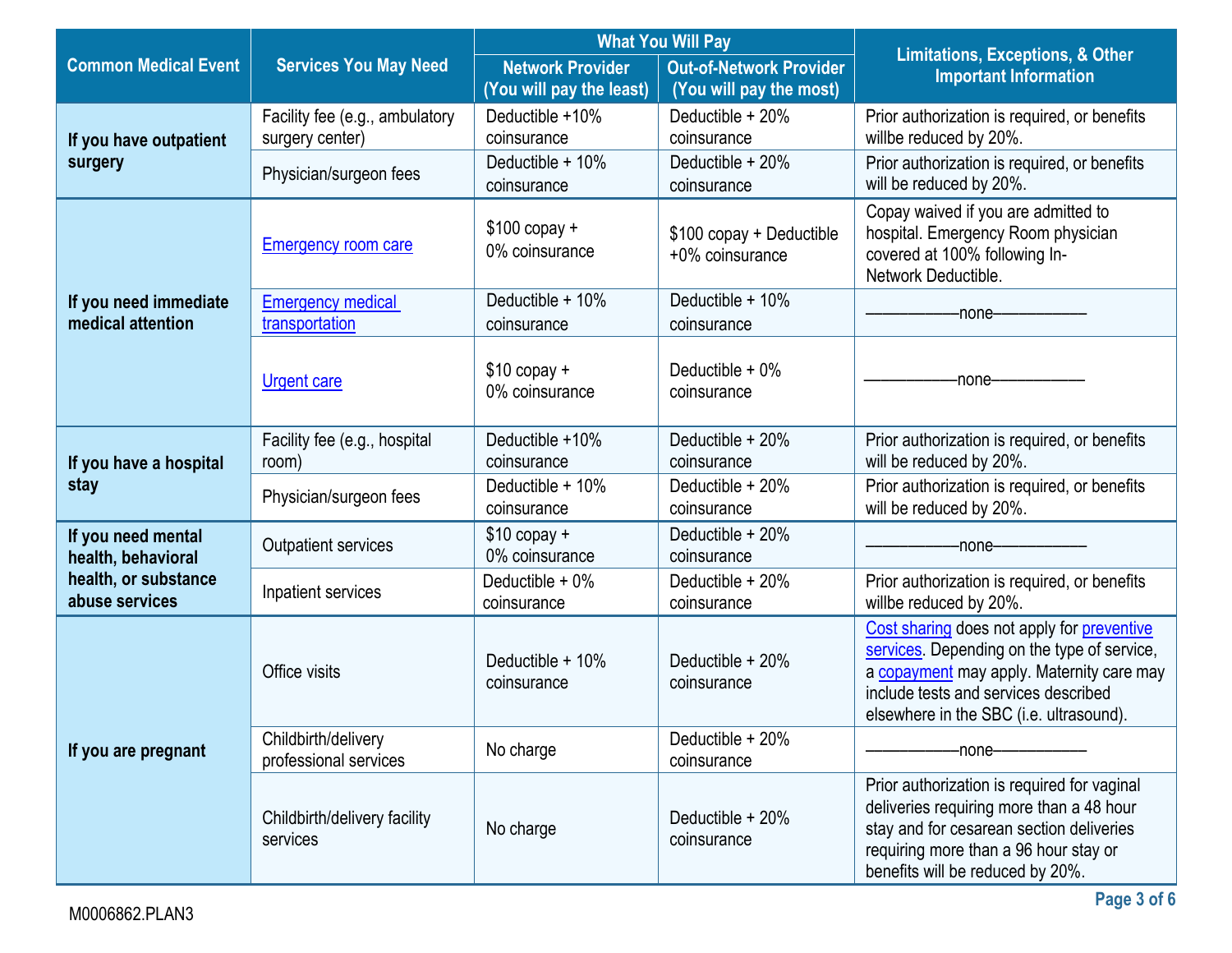| Common Medical Event | Services You May Need | What You Will Pay | | Limitations, Exceptions, & Other Important Information |
|---|---|---|---|---|
| | | Network Provider (You will pay the least) | Out-of-Network Provider (You will pay the most) | |
| **If you have outpatient surgery** | Facility fee (e.g., ambulatory surgery center) | Deductible +10% coinsurance | Deductible + 20% coinsurance | Prior authorization is required, or benefits willbe reduced by 20%. |
| | Physician/surgeon fees | Deductible + 10% coinsurance | Deductible + 20% coinsurance | Prior authorization is required, or benefits will be reduced by 20%. |
| **If you need immediate medical attention** | Emergency room care | $100 copay + 0% coinsurance | $100 copay + Deductible +0% coinsurance | Copay waived if you are admitted to hospital. Emergency Room physician covered at 100% following In-Network Deductible. |
| | Emergency medical transportation | Deductible + 10% coinsurance | Deductible + 10% coinsurance | ——————none—————— |
| | Urgent care | $10 copay + 0% coinsurance | Deductible + 0% coinsurance | ——————none—————— |
| **If you have a hospital stay** | Facility fee (e.g., hospital room) | Deductible +10% coinsurance | Deductible + 20% coinsurance | Prior authorization is required, or benefits will be reduced by 20%. |
| | Physician/surgeon fees | Deductible + 10% coinsurance | Deductible + 20% coinsurance | Prior authorization is required, or benefits will be reduced by 20%. |
| **If you need mental health, behavioral health, or substance abuse services** | Outpatient services | $10 copay + 0% coinsurance | Deductible + 20% coinsurance | ——————none—————— |
| | Inpatient services | Deductible + 0% coinsurance | Deductible + 20% coinsurance | Prior authorization is required, or benefits willbe reduced by 20%. |
| **If you are pregnant** | Office visits | Deductible + 10% coinsurance | Deductible + 20% coinsurance | Cost sharing does not apply for preventive services. Depending on the type of service, a copayment may apply. Maternity care may include tests and services described elsewhere in the SBC (i.e. ultrasound). |
| | Childbirth/delivery professional services | No charge | Deductible + 20% coinsurance | ——————none—————— |
| | Childbirth/delivery facility services | No charge | Deductible + 20% coinsurance | Prior authorization is required for vaginal deliveries requiring more than a 48 hour stay and for cesarean section deliveries requiring more than a 96 hour stay or benefits will be reduced by 20%. |

M0006862.PLAN3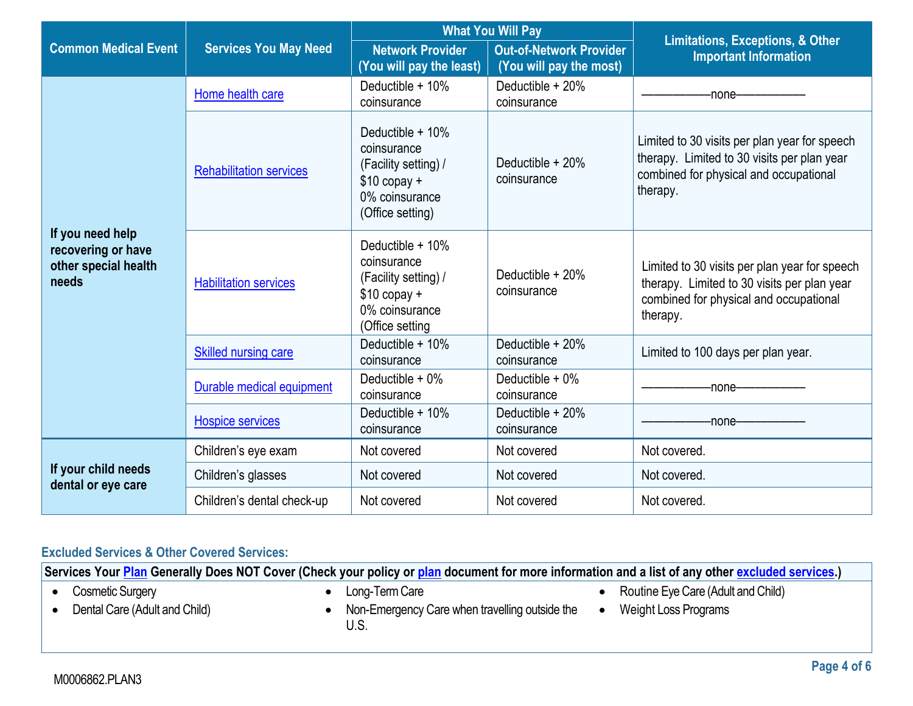| Common Medical Event | Services You May Need | What You Will Pay | | Limitations, Exceptions, & Other Important Information |
|---|---|---|---|---|
| | | Network Provider (You will pay the least) | Out-of-Network Provider (You will pay the most) | |
| If you need help recovering or have other special health needs | Home health care | Deductible + 10% coinsurance | Deductible + 20% coinsurance | ——————none—————— |
| | Rehabilitation services | Deductible + 10% coinsurance (Facility setting) / $10 copay + 0% coinsurance (Office setting) | Deductible + 20% coinsurance | Limited to 30 visits per plan year for speech therapy. Limited to 30 visits per plan year combined for physical and occupational therapy. |
| | Habilitation services | Deductible + 10% coinsurance (Facility setting) / $10 copay + 0% coinsurance (Office setting | Deductible + 20% coinsurance | Limited to 30 visits per plan year for speech therapy. Limited to 30 visits per plan year combined for physical and occupational therapy. |
| | Skilled nursing care | Deductible + 10% coinsurance | Deductible + 20% coinsurance | Limited to 100 days per plan year. |
| | Durable medical equipment | Deductible + 0% coinsurance | Deductible + 0% coinsurance | ——————none—————— |
| | Hospice services | Deductible + 10% coinsurance | Deductible + 20% coinsurance | ——————none—————— |
| If your child needs dental or eye care | Children's eye exam | Not covered | Not covered | Not covered. |
| | Children's glasses | Not covered | Not covered | Not covered. |
| | Children's dental check-up | Not covered | Not covered | Not covered. |

### Excluded Services & Other Covered Services:

**Services Your Plan Generally Does NOT Cover (Check your policy or plan document for more information and a list of any other excluded services.)**

- Cosmetic Surgery
- Dental Care (Adult and Child)
- Long-Term Care
- Non-Emergency Care when travelling outside the U.S.
- Routine Eye Care (Adult and Child)
- Weight Loss Programs

M0006862.PLAN3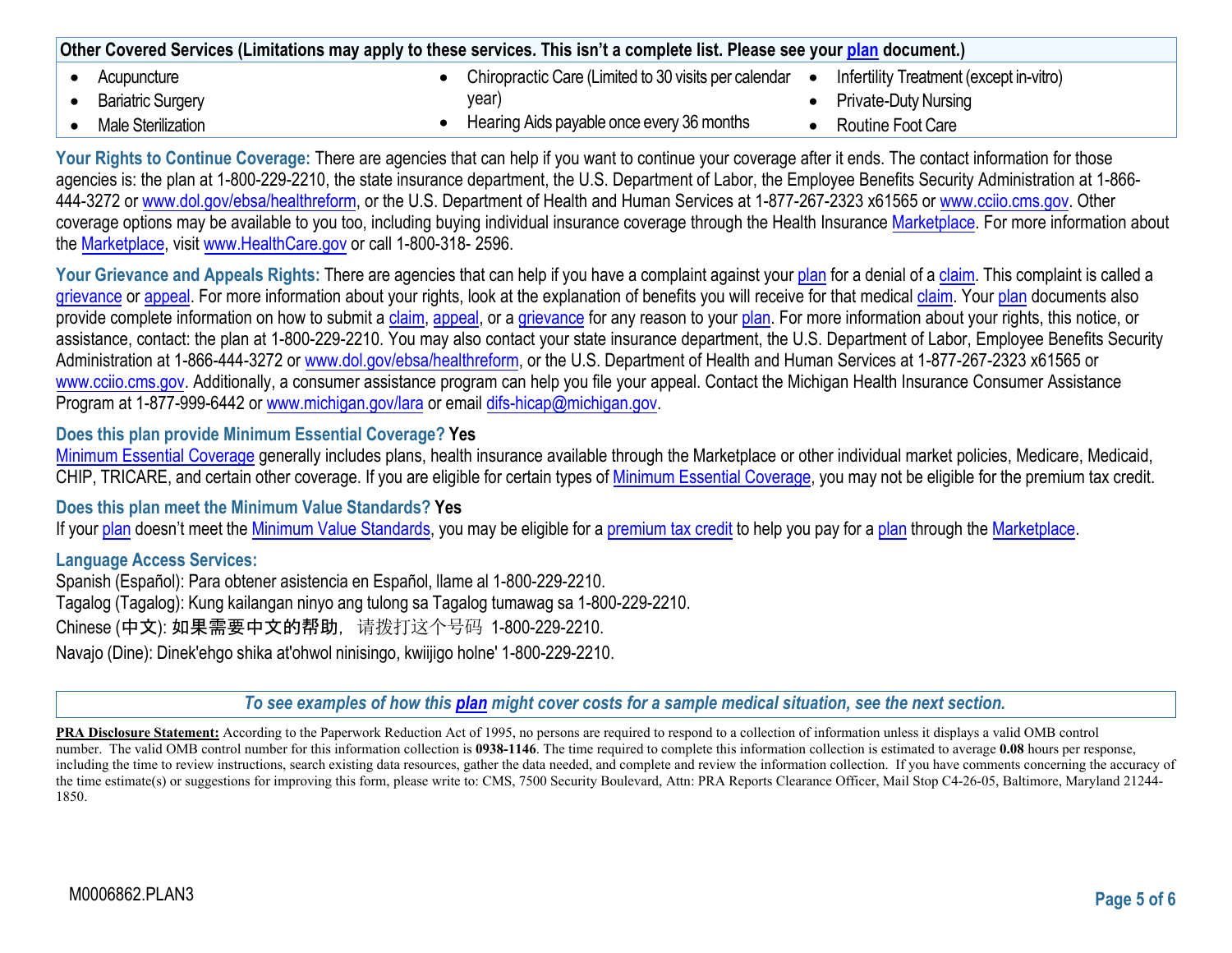| Other Covered Services (Limitations may apply to these services. This isn't a complete list. Please see your plan document.) | | |
|---|---|---|
| • Acupuncture<br>• Bariatric Surgery<br>• Male Sterilization | • Chiropractic Care (Limited to 30 visits per calendar year)<br>• Hearing Aids payable once every 36 months | • Infertility Treatment (except in-vitro)<br>• Private-Duty Nursing<br>• Routine Foot Care |

**Your Rights to Continue Coverage:** There are agencies that can help if you want to continue your coverage after it ends. The contact information for those agencies is: the plan at 1-800-229-2210, the state insurance department, the U.S. Department of Labor, the Employee Benefits Security Administration at 1-866-444-3272 or www.dol.gov/ebsa/healthreform, or the U.S. Department of Health and Human Services at 1-877-267-2323 x61565 or www.cciio.cms.gov. Other coverage options may be available to you too, including buying individual insurance coverage through the Health Insurance Marketplace. For more information about the Marketplace, visit www.HealthCare.gov or call 1-800-318- 2596.

**Your Grievance and Appeals Rights:** There are agencies that can help if you have a complaint against your plan for a denial of a claim. This complaint is called a grievance or appeal. For more information about your rights, look at the explanation of benefits you will receive for that medical claim. Your plan documents also provide complete information on how to submit a claim, appeal, or a grievance for any reason to your plan. For more information about your rights, this notice, or assistance, contact: the plan at 1-800-229-2210. You may also contact your state insurance department, the U.S. Department of Labor, Employee Benefits Security Administration at 1-866-444-3272 or www.dol.gov/ebsa/healthreform, or the U.S. Department of Health and Human Services at 1-877-267-2323 x61565 or www.cciio.cms.gov. Additionally, a consumer assistance program can help you file your appeal. Contact the Michigan Health Insurance Consumer Assistance Program at 1-877-999-6442 or www.michigan.gov/lara or email difs-hicap@michigan.gov.

**Does this plan provide Minimum Essential Coverage? Yes**

Minimum Essential Coverage generally includes plans, health insurance available through the Marketplace or other individual market policies, Medicare, Medicaid, CHIP, TRICARE, and certain other coverage. If you are eligible for certain types of Minimum Essential Coverage, you may not be eligible for the premium tax credit.

**Does this plan meet the Minimum Value Standards? Yes**

If your plan doesn't meet the Minimum Value Standards, you may be eligible for a premium tax credit to help you pay for a plan through the Marketplace.

**Language Access Services:**

Spanish (Español): Para obtener asistencia en Español, llame al 1-800-229-2210.

Tagalog (Tagalog): Kung kailangan ninyo ang tulong sa Tagalog tumawag sa 1-800-229-2210.

Chinese (中文): 如果需要中文的帮助，请拨打这个号码 1-800-229-2210.

Navajo (Dine): Dinek'ehgo shika at'ohwol ninisingo, kwiijigo holne' 1-800-229-2210.

*To see examples of how this plan might cover costs for a sample medical situation, see the next section.*

**PRA Disclosure Statement:** According to the Paperwork Reduction Act of 1995, no persons are required to respond to a collection of information unless it displays a valid OMB control number. The valid OMB control number for this information collection is **0938-1146**. The time required to complete this information collection is estimated to average **0.08** hours per response, including the time to review instructions, search existing data resources, gather the data needed, and complete and review the information collection. If you have comments concerning the accuracy of the time estimate(s) or suggestions for improving this form, please write to: CMS, 7500 Security Boulevard, Attn: PRA Reports Clearance Officer, Mail Stop C4-26-05, Baltimore, Maryland 21244-1850.

M0006862.PLAN3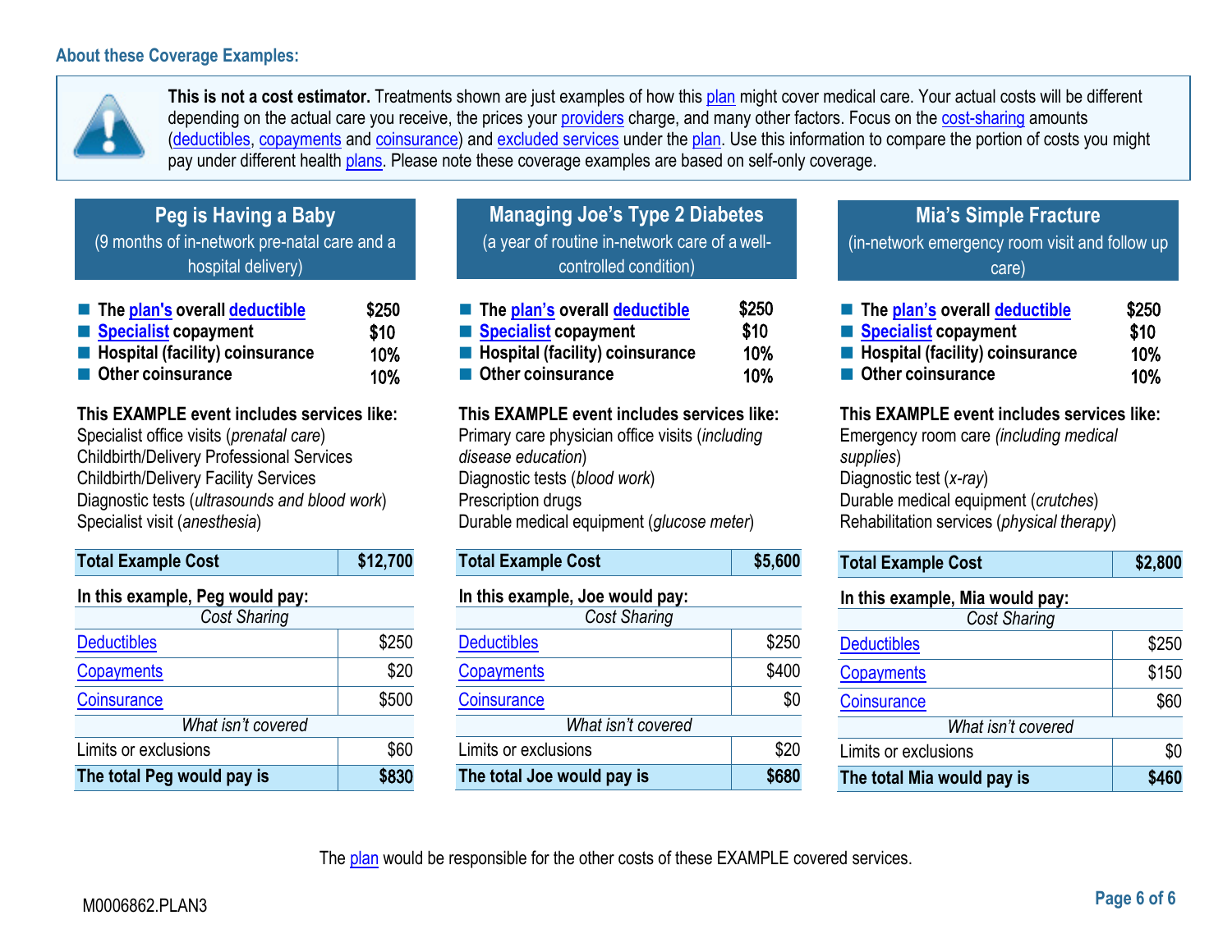## About these Coverage Examples:

**This is not a cost estimator.** Treatments shown are just examples of how this plan might cover medical care. Your actual costs will be different depending on the actual care you receive, the prices your providers charge, and many other factors. Focus on the cost-sharing amounts (deductibles, copayments and coinsurance) and excluded services under the plan. Use this information to compare the portion of costs you might pay under different health plans. Please note these coverage examples are based on self-only coverage.

### Peg is Having a Baby

(9 months of in-network pre-natal care and a hospital delivery)

- **The plan's overall deductible** **$250**
- **Specialist copayment** **$10**
- **Hospital (facility) coinsurance** **10%**
- **Other coinsurance** **10%**

**This EXAMPLE event includes services like:**
Specialist office visits (*prenatal care*)
Childbirth/Delivery Professional Services
Childbirth/Delivery Facility Services
Diagnostic tests (*ultrasounds and blood work*)
Specialist visit (*anesthesia*)

| | |
|---|---|
| **Total Example Cost** | **$12,700** |

**In this example, Peg would pay:**

| *Cost Sharing* | |
|---|---|
| Deductibles | $250 |
| Copayments | $20 |
| Coinsurance | $500 |
| *What isn't covered* | |
| Limits or exclusions | $60 |
| **The total Peg would pay is** | **$830** |

### Managing Joe's Type 2 Diabetes

(a year of routine in-network care of a well-controlled condition)

- **The plan's overall deductible** **$250**
- **Specialist copayment** **$10**
- **Hospital (facility) coinsurance** **10%**
- **Other coinsurance** **10%**

**This EXAMPLE event includes services like:**
Primary care physician office visits (*including disease education*)
Diagnostic tests (*blood work*)
Prescription drugs
Durable medical equipment (*glucose meter*)

| | |
|---|---|
| **Total Example Cost** | **$5,600** |

**In this example, Joe would pay:**

| *Cost Sharing* | |
|---|---|
| Deductibles | $250 |
| Copayments | $400 |
| Coinsurance | $0 |
| *What isn't covered* | |
| Limits or exclusions | $20 |
| **The total Joe would pay is** | **$680** |

### Mia's Simple Fracture

(in-network emergency room visit and follow up care)

- **The plan's overall deductible** **$250**
- **Specialist copayment** **$10**
- **Hospital (facility) coinsurance** **10%**
- **Other coinsurance** **10%**

**This EXAMPLE event includes services like:**
Emergency room care *(including medical supplies)*
Diagnostic test (*x-ray)*
Durable medical equipment (*crutches*)
Rehabilitation services (*physical therapy*)

| | |
|---|---|
| **Total Example Cost** | **$2,800** |

**In this example, Mia would pay:**

| *Cost Sharing* | |
|---|---|
| Deductibles | $250 |
| Copayments | $150 |
| Coinsurance | $60 |
| *What isn't covered* | |
| Limits or exclusions | $0 |
| **The total Mia would pay is** | **$460** |

The plan would be responsible for the other costs of these EXAMPLE covered services.

M0006862.PLAN3